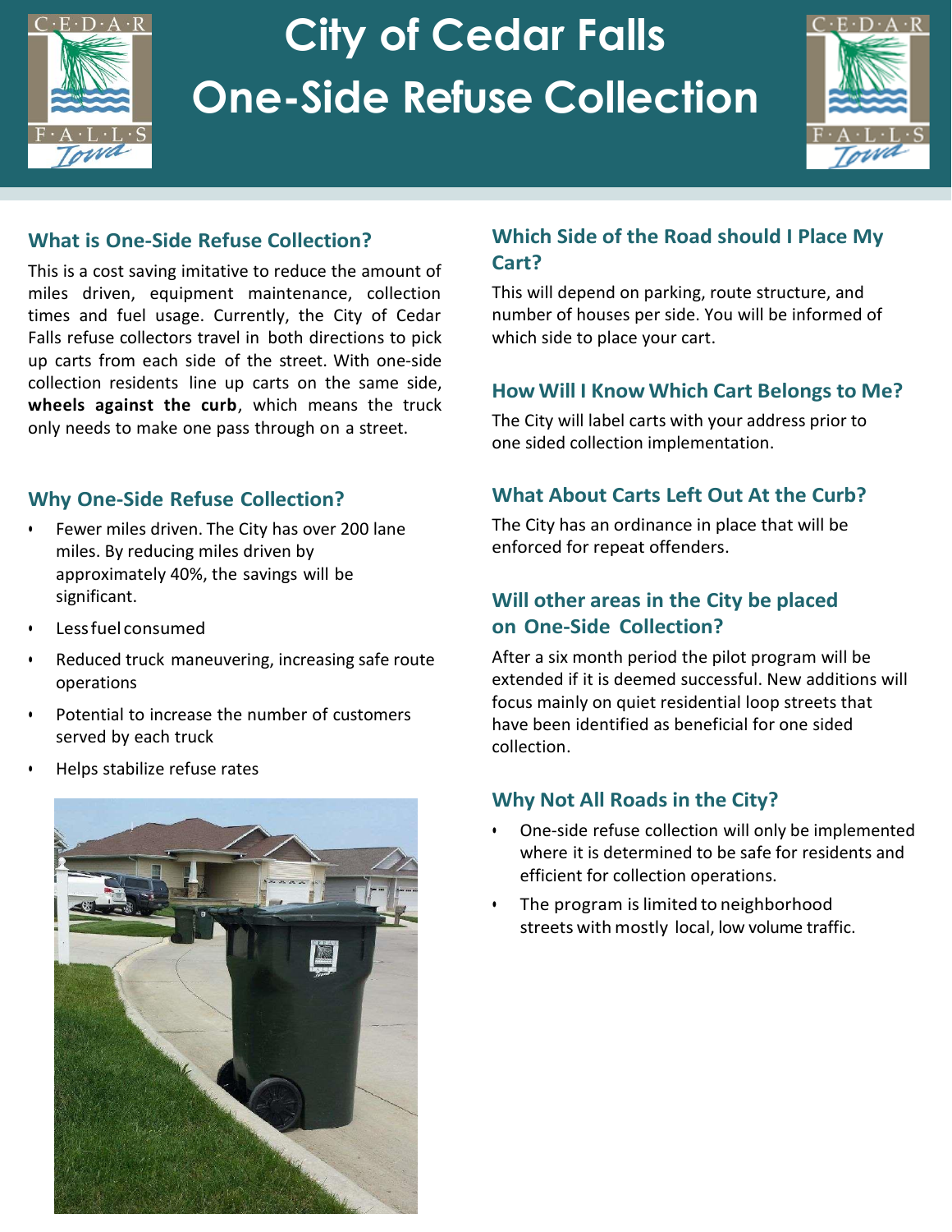# City of Cedar Falls One-Side Refuse Collection

## What is One-Side Refuse Collection?

This is a cost saving imitative to reduce the amount of miles driven, equipment maintenance, collection times and fuel usage. Currently, the City of Cedar Falls refuse collectors travel in both directions to pick up carts from each side of the street. With one-side collection residents line up carts on the same side, **wheels against the curb**, which means the truck only needs to make one pass through on a street.

## Why One-Side Refuse Collection?

- Fewer miles driven. The City has over 200 lane miles. By reducing miles driven by approximately 40%, the savings will be significant.
- Less fuel consumed
- Reduced truck maneuvering, increasing safe route operations
- Potential to increase the number of customers served by each truck
- Helps stabilize refuse rates

## Which Side of the Road should I Place My Cart?

This will depend on parking, route structure, and number of houses per side. You will be informed of which side to place your cart.

## How Will I Know Which Cart Belongs to Me?

The City will label carts with your address prior to one sided collection implementation.

## What About Carts Left Out At the Curb?

The City has an ordinance in place that will be enforced for repeat offenders.

## Will other areas in the City be placed on One-Side Collection?

After a six month period the pilot program will be extended if it is deemed successful. New additions will focus mainly on quiet residential loop streets that have been identified as beneficial for one sided collection.

## Why Not All Roads in the City?

- One-side refuse collection will only be implemented where it is determined to be safe for residents and efficient for collection operations.
- The program is limited to neighborhood streets with mostly local, low volume traffic.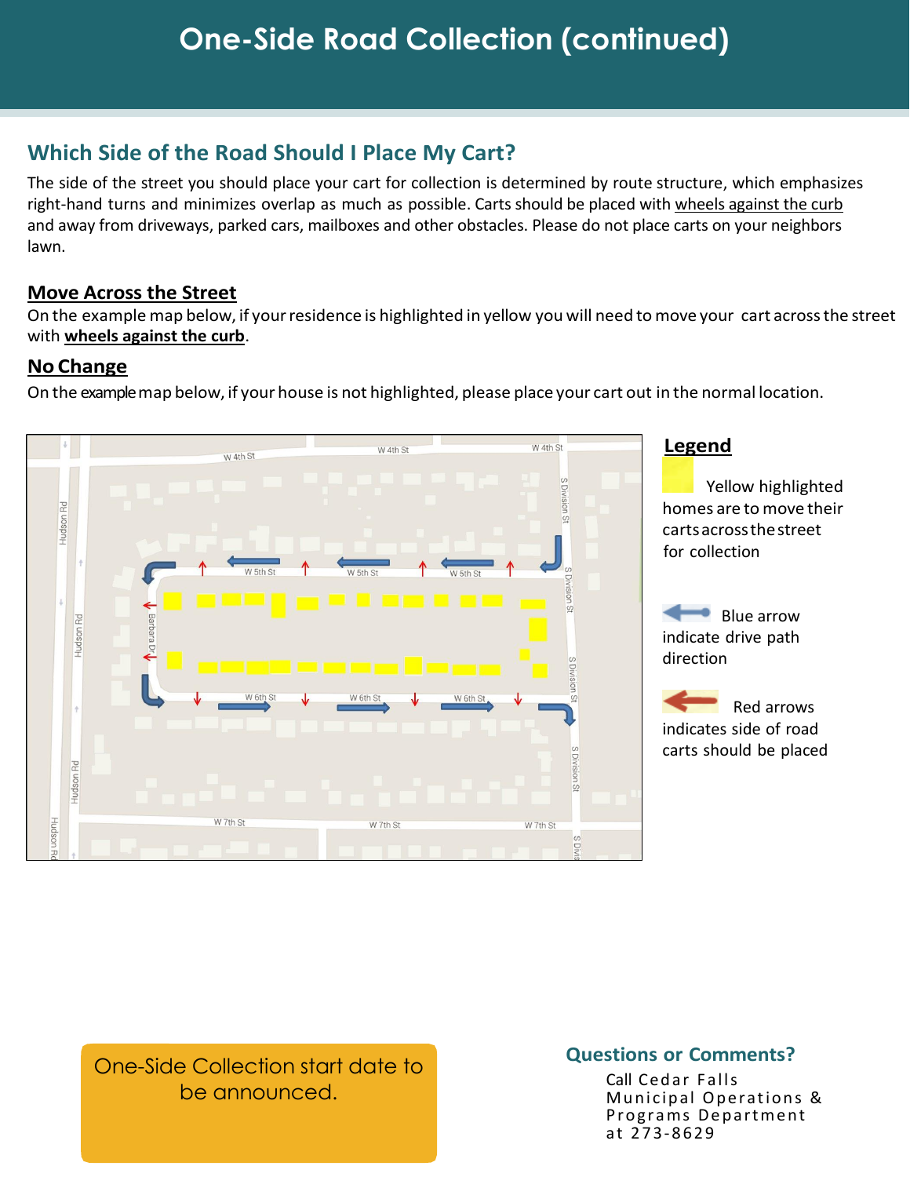# One-Side Road Collection (continued)

## Which Side of the Road Should I Place My Cart?

The side of the street you should place your cart for collection is determined by route structure, which emphasizes right-hand turns and minimizes overlap as much as possible. Carts should be placed with wheels against the curb and away from driveways, parked cars, mailboxes and other obstacles. Please do not place carts on your neighbors lawn.

### Move Across the Street

On the example map below, if your residence is highlighted in yellow you will need to move your cart across the street with **wheels against the curb**.

### No Change

On the example map below, if your house is not highlighted, please place your cart out in the normal location.

W 4th St
W 5th St
W 6th St
W 7th St
Hudson Rd
Barbara Dr
S Division St

**Legend**

Yellow highlighted homes are to move their carts across the street for collection

Blue arrow indicate drive path direction

Red arrows indicates side of road carts should be placed

One-Side Collection start date to be announced.

## Questions or Comments?

Call Cedar Falls Municipal Operations & Programs Department at 273-8629